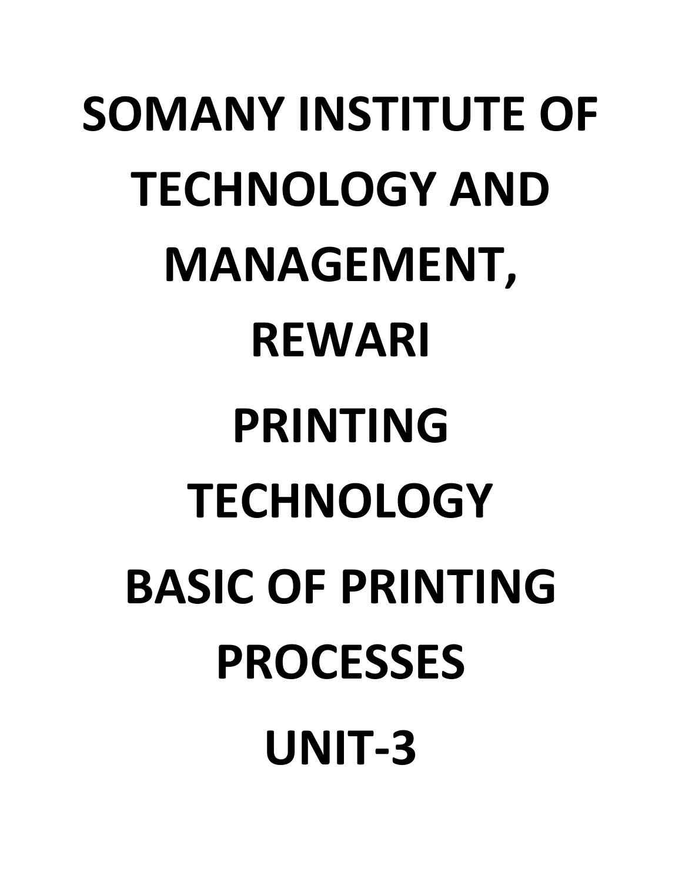# SOMANY INSTITUTE OF TECHNOLOGY AND MANAGEMENT, REWARI

# PRINTING TECHNOLOGY

# BASIC OF PRINTING PROCESSES

# UNIT-3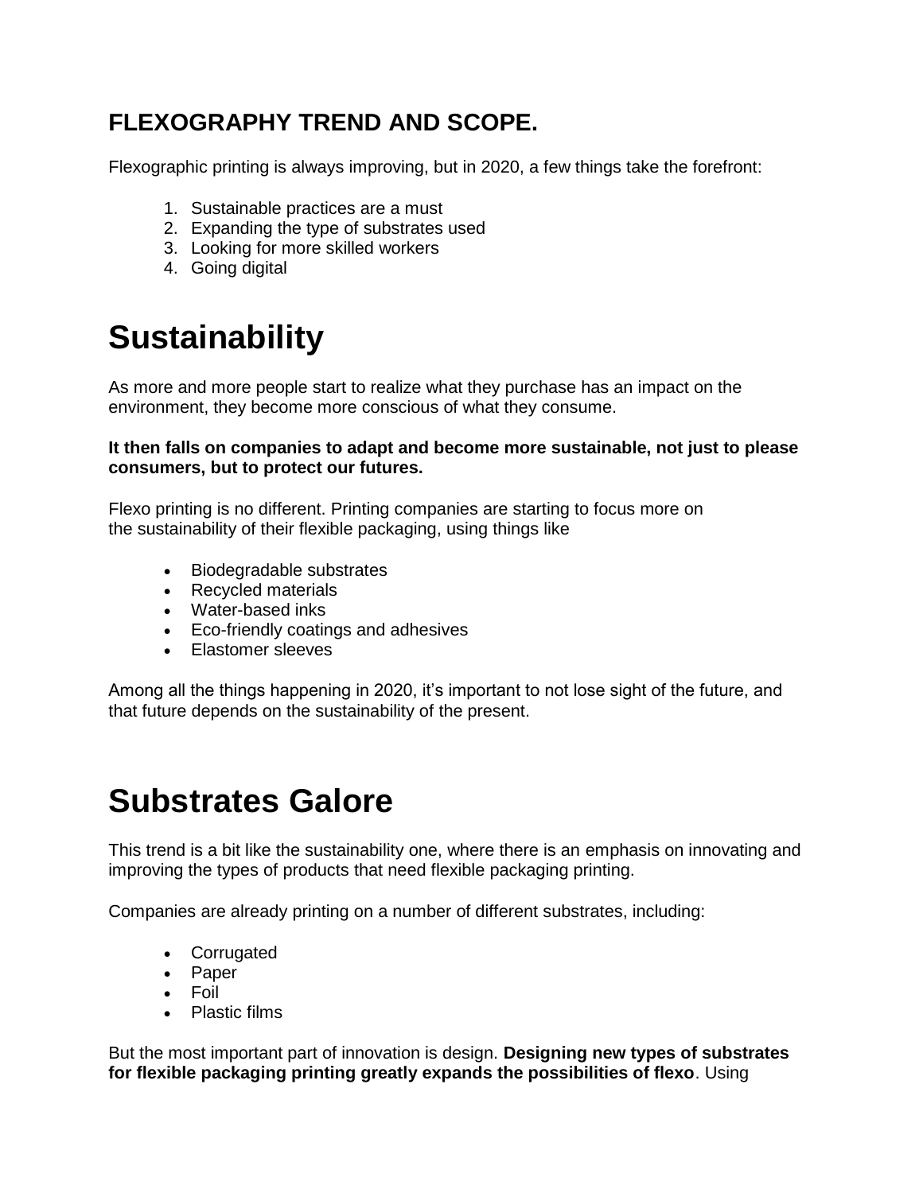## FLEXOGRAPHY TREND AND SCOPE.

Flexographic printing is always improving, but in 2020, a few things take the forefront:

1. Sustainable practices are a must
2. Expanding the type of substrates used
3. Looking for more skilled workers
4. Going digital

# Sustainability

As more and more people start to realize what they purchase has an impact on the environment, they become more conscious of what they consume.

**It then falls on companies to adapt and become more sustainable, not just to please consumers, but to protect our futures.**

Flexo printing is no different. Printing companies are starting to focus more on the sustainability of their flexible packaging, using things like

- Biodegradable substrates
- Recycled materials
- Water-based inks
- Eco-friendly coatings and adhesives
- Elastomer sleeves

Among all the things happening in 2020, it's important to not lose sight of the future, and that future depends on the sustainability of the present.

# Substrates Galore

This trend is a bit like the sustainability one, where there is an emphasis on innovating and improving the types of products that need flexible packaging printing.

Companies are already printing on a number of different substrates, including:

- Corrugated
- Paper
- Foil
- Plastic films

But the most important part of innovation is design. **Designing new types of substrates for flexible packaging printing greatly expands the possibilities of flexo**. Using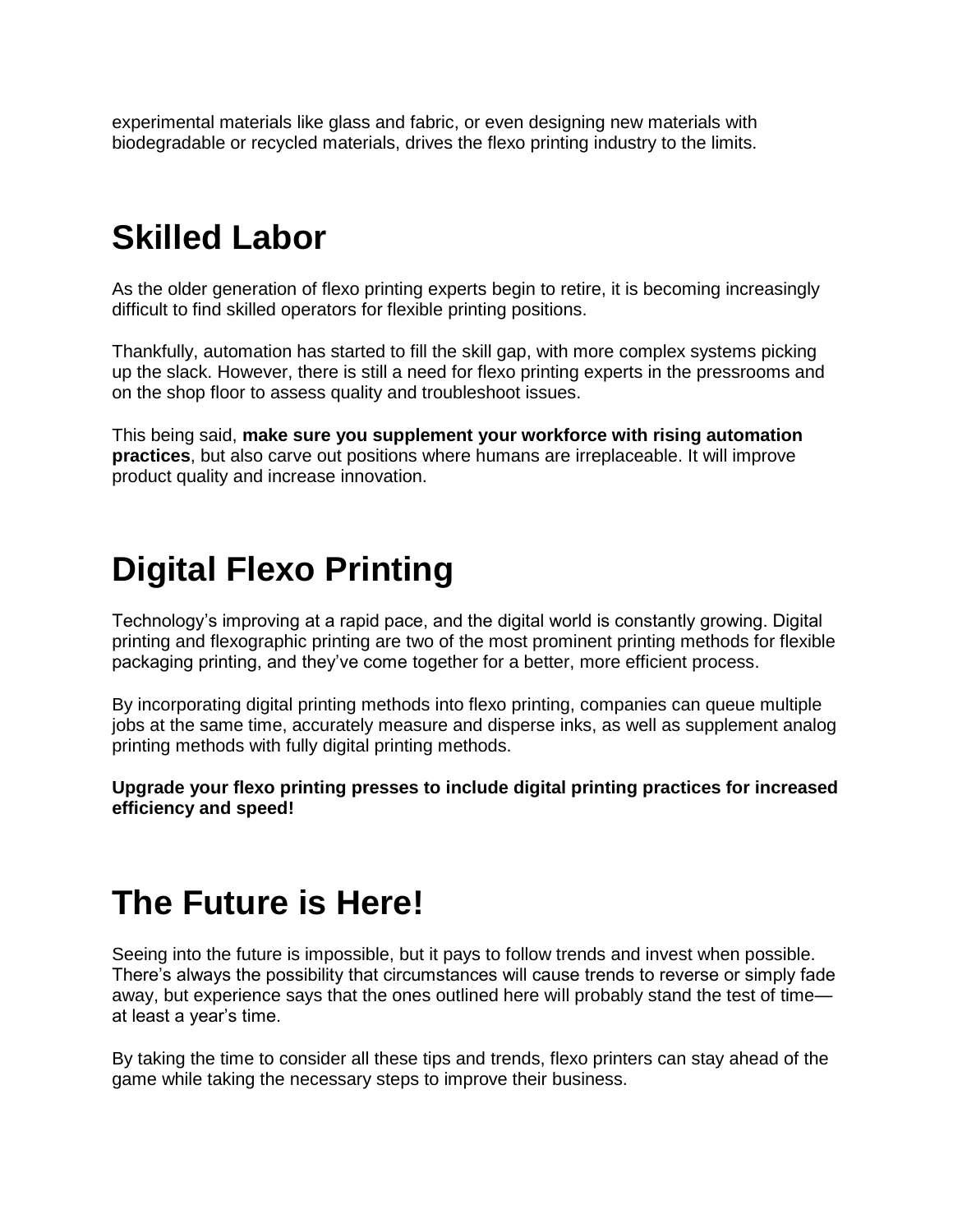experimental materials like glass and fabric, or even designing new materials with biodegradable or recycled materials, drives the flexo printing industry to the limits.

# Skilled Labor

As the older generation of flexo printing experts begin to retire, it is becoming increasingly difficult to find skilled operators for flexible printing positions.

Thankfully, automation has started to fill the skill gap, with more complex systems picking up the slack. However, there is still a need for flexo printing experts in the pressrooms and on the shop floor to assess quality and troubleshoot issues.

This being said, **make sure you supplement your workforce with rising automation practices**, but also carve out positions where humans are irreplaceable. It will improve product quality and increase innovation.

# Digital Flexo Printing

Technology's improving at a rapid pace, and the digital world is constantly growing. Digital printing and flexographic printing are two of the most prominent printing methods for flexible packaging printing, and they've come together for a better, more efficient process.

By incorporating digital printing methods into flexo printing, companies can queue multiple jobs at the same time, accurately measure and disperse inks, as well as supplement analog printing methods with fully digital printing methods.

**Upgrade your flexo printing presses to include digital printing practices for increased efficiency and speed!**

# The Future is Here!

Seeing into the future is impossible, but it pays to follow trends and invest when possible. There's always the possibility that circumstances will cause trends to reverse or simply fade away, but experience says that the ones outlined here will probably stand the test of time—at least a year's time.

By taking the time to consider all these tips and trends, flexo printers can stay ahead of the game while taking the necessary steps to improve their business.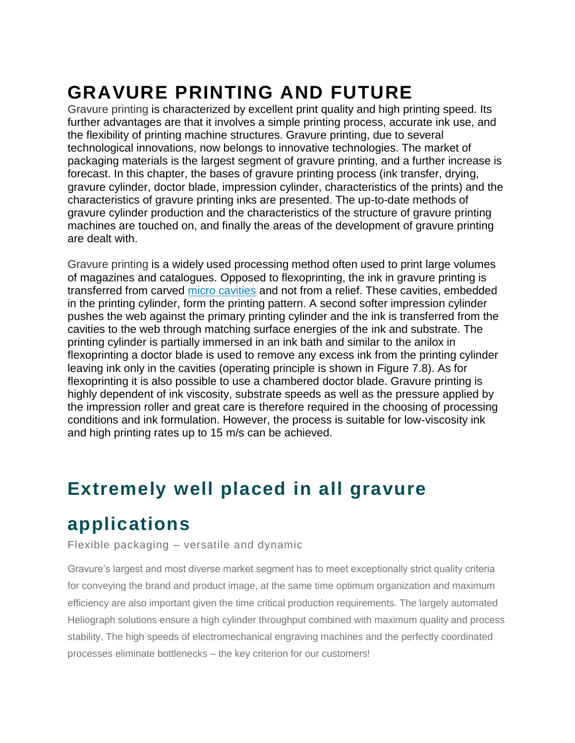# GRAVURE PRINTING AND FUTURE

Gravure printing is characterized by excellent print quality and high printing speed. Its further advantages are that it involves a simple printing process, accurate ink use, and the flexibility of printing machine structures. Gravure printing, due to several technological innovations, now belongs to innovative technologies. The market of packaging materials is the largest segment of gravure printing, and a further increase is forecast. In this chapter, the bases of gravure printing process (ink transfer, drying, gravure cylinder, doctor blade, impression cylinder, characteristics of the prints) and the characteristics of gravure printing inks are presented. The up-to-date methods of gravure cylinder production and the characteristics of the structure of gravure printing machines are touched on, and finally the areas of the development of gravure printing are dealt with.

Gravure printing is a widely used processing method often used to print large volumes of magazines and catalogues. Opposed to flexoprinting, the ink in gravure printing is transferred from carved micro cavities and not from a relief. These cavities, embedded in the printing cylinder, form the printing pattern. A second softer impression cylinder pushes the web against the primary printing cylinder and the ink is transferred from the cavities to the web through matching surface energies of the ink and substrate. The printing cylinder is partially immersed in an ink bath and similar to the anilox in flexoprinting a doctor blade is used to remove any excess ink from the printing cylinder leaving ink only in the cavities (operating principle is shown in Figure 7.8). As for flexoprinting it is also possible to use a chambered doctor blade. Gravure printing is highly dependent of ink viscosity, substrate speeds as well as the pressure applied by the impression roller and great care is therefore required in the choosing of processing conditions and ink formulation. However, the process is suitable for low-viscosity ink and high printing rates up to 15 m/s can be achieved.

## Extremely well placed in all gravure applications

Flexible packaging – versatile and dynamic

Gravure's largest and most diverse market segment has to meet exceptionally strict quality criteria for conveying the brand and product image, at the same time optimum organization and maximum efficiency are also important given the time critical production requirements. The largely automated Heliograph solutions ensure a high cylinder throughput combined with maximum quality and process stability. The high speeds of electromechanical engraving machines and the perfectly coordinated processes eliminate bottlenecks – the key criterion for our customers!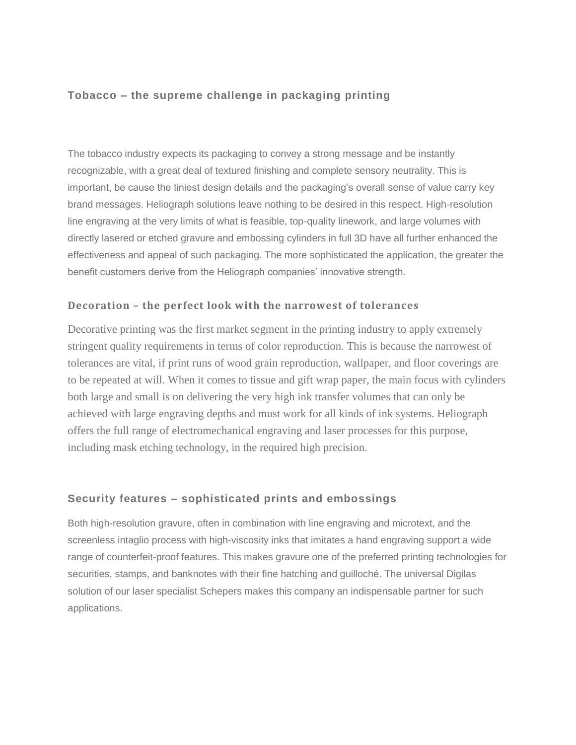### Tobacco – the supreme challenge in packaging printing

The tobacco industry expects its packaging to convey a strong message and be instantly recognizable, with a great deal of textured finishing and complete sensory neutrality. This is important, be cause the tiniest design details and the packaging's overall sense of value carry key brand messages. Heliograph solutions leave nothing to be desired in this respect. High-resolution line engraving at the very limits of what is feasible, top-quality linework, and large volumes with directly lasered or etched gravure and embossing cylinders in full 3D have all further enhanced the effectiveness and appeal of such packaging. The more sophisticated the application, the greater the benefit customers derive from the Heliograph companies' innovative strength.

### Decoration – the perfect look with the narrowest of tolerances

Decorative printing was the first market segment in the printing industry to apply extremely stringent quality requirements in terms of color reproduction. This is because the narrowest of tolerances are vital, if print runs of wood grain reproduction, wallpaper, and floor coverings are to be repeated at will. When it comes to tissue and gift wrap paper, the main focus with cylinders both large and small is on delivering the very high ink transfer volumes that can only be achieved with large engraving depths and must work for all kinds of ink systems. Heliograph offers the full range of electromechanical engraving and laser processes for this purpose, including mask etching technology, in the required high precision.

### Security features – sophisticated prints and embossings

Both high-resolution gravure, often in combination with line engraving and microtext, and the screenless intaglio process with high-viscosity inks that imitates a hand engraving support a wide range of counterfeit-proof features. This makes gravure one of the preferred printing technologies for securities, stamps, and banknotes with their fine hatching and guilloché. The universal Digilas solution of our laser specialist Schepers makes this company an indispensable partner for such applications.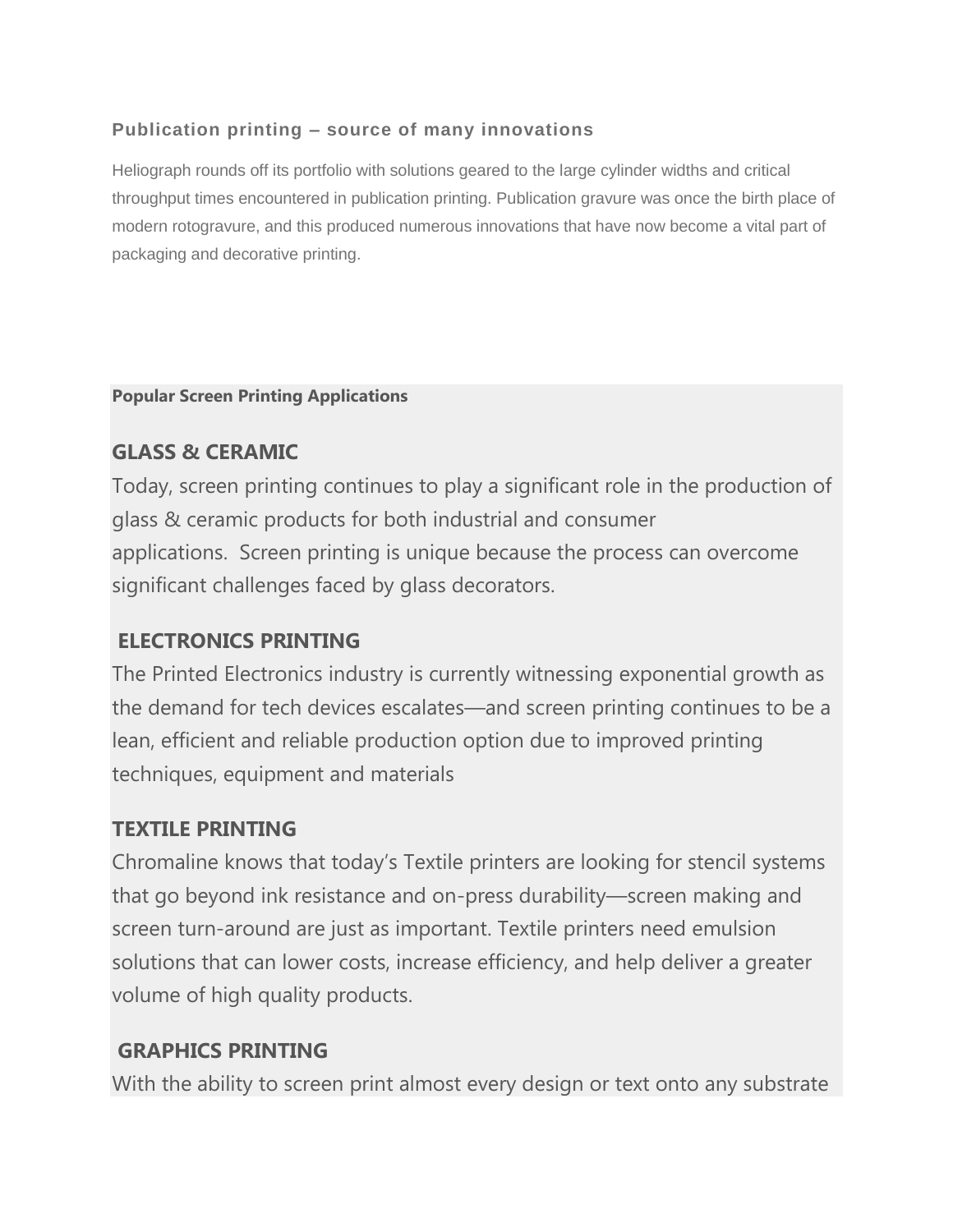### Publication printing – source of many innovations

Heliograph rounds off its portfolio with solutions geared to the large cylinder widths and critical throughput times encountered in publication printing. Publication gravure was once the birth place of modern rotogravure, and this produced numerous innovations that have now become a vital part of packaging and decorative printing.

**Popular Screen Printing Applications**

## GLASS & CERAMIC

Today, screen printing continues to play a significant role in the production of glass & ceramic products for both industrial and consumer applications. Screen printing is unique because the process can overcome significant challenges faced by glass decorators.

## ELECTRONICS PRINTING

The Printed Electronics industry is currently witnessing exponential growth as the demand for tech devices escalates—and screen printing continues to be a lean, efficient and reliable production option due to improved printing techniques, equipment and materials

## TEXTILE PRINTING

Chromaline knows that today's Textile printers are looking for stencil systems that go beyond ink resistance and on-press durability—screen making and screen turn-around are just as important. Textile printers need emulsion solutions that can lower costs, increase efficiency, and help deliver a greater volume of high quality products.

## GRAPHICS PRINTING

With the ability to screen print almost every design or text onto any substrate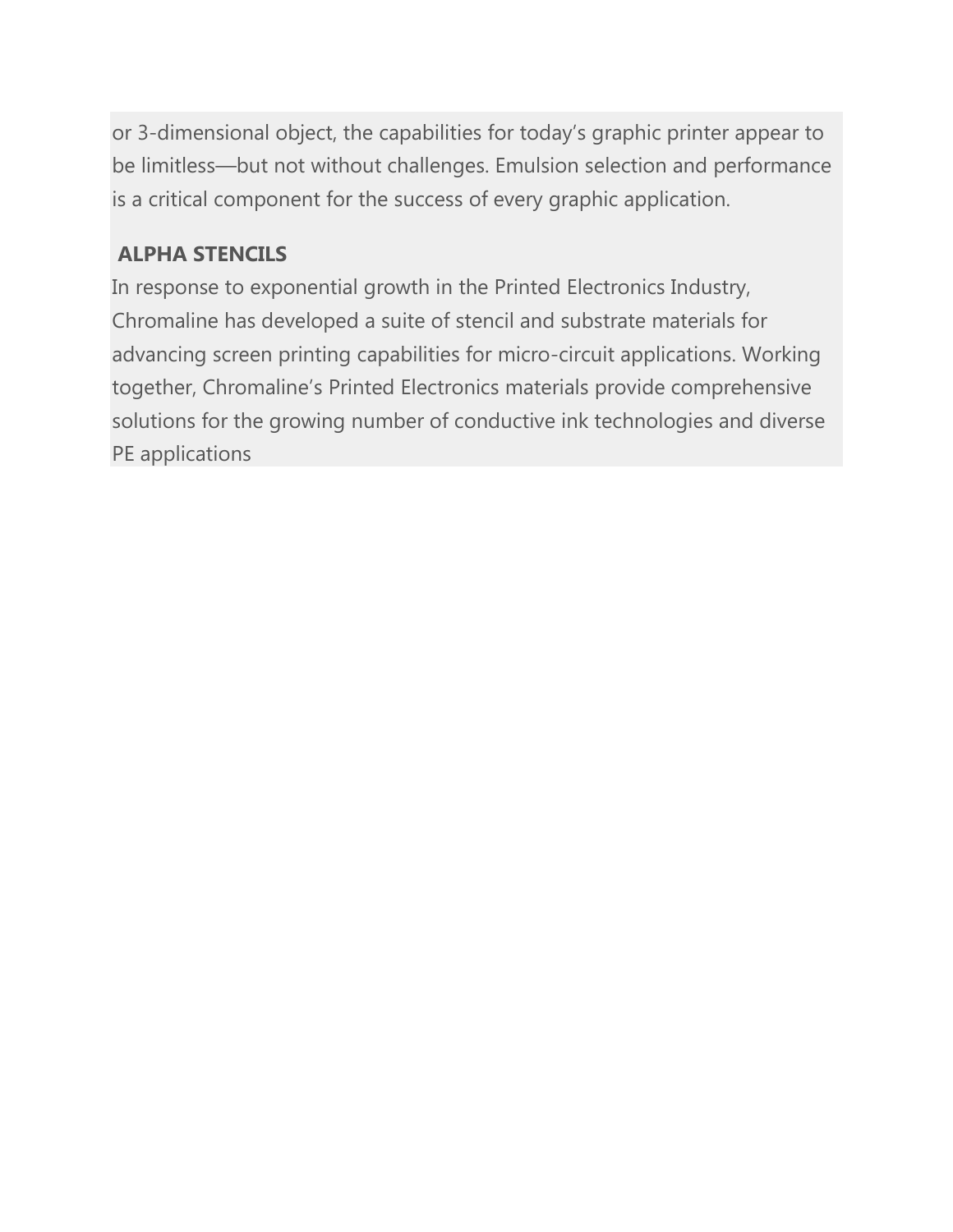or 3-dimensional object, the capabilities for today's graphic printer appear to be limitless—but not without challenges. Emulsion selection and performance is a critical component for the success of every graphic application.

**ALPHA STENCILS**

In response to exponential growth in the Printed Electronics Industry, Chromaline has developed a suite of stencil and substrate materials for advancing screen printing capabilities for micro-circuit applications. Working together, Chromaline's Printed Electronics materials provide comprehensive solutions for the growing number of conductive ink technologies and diverse PE applications